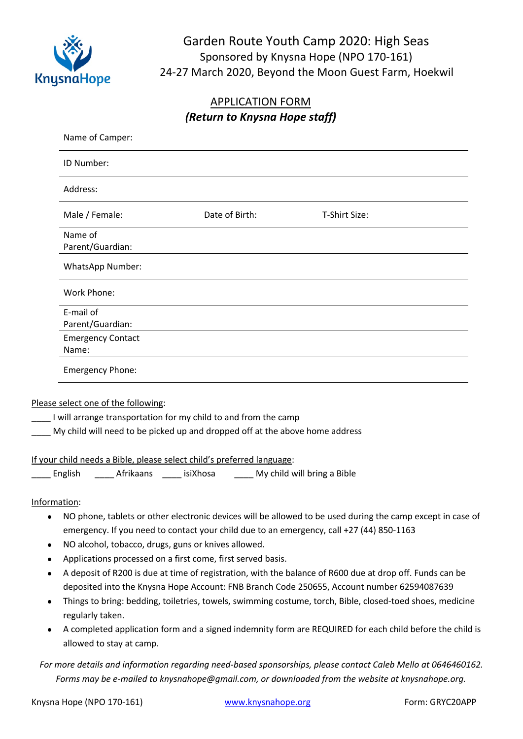KnysnaHope

# Garden Route Youth Camp 2020: High Seas

Sponsored by Knysna Hope (NPO 170-161)

24-27 March 2020, Beyond the Moon Guest Farm, Hoekwil

## APPLICATION FORM

***(Return to Knysna Hope staff)***

| Name of Camper: | | | | | |
|---|---|---|---|---|---|
| ID Number: | | | | | |
| Address: | | | | | |
| Male / Female: | | Date of Birth: | | T-Shirt Size: | |
| Name of Parent/Guardian: | | | | | |
| WhatsApp Number: | | | | | |
| Work Phone: | | | | | |
| E-mail of Parent/Guardian: | | | | | |
| Emergency Contact Name: | | | | | |
| Emergency Phone: | | | | | |

Please select one of the following:

____ I will arrange transportation for my child to and from the camp

____ My child will need to be picked up and dropped off at the above home address

If your child needs a Bible, please select child's preferred language:

____ English ____ Afrikaans ____ isiXhosa ____ My child will bring a Bible

Information:

- NO phone, tablets or other electronic devices will be allowed to be used during the camp except in case of emergency. If you need to contact your child due to an emergency, call +27 (44) 850-1163
- NO alcohol, tobacco, drugs, guns or knives allowed.
- Applications processed on a first come, first served basis.
- A deposit of R200 is due at time of registration, with the balance of R600 due at drop off. Funds can be deposited into the Knysna Hope Account: FNB Branch Code 250655, Account number 62594087639
- Things to bring: bedding, toiletries, towels, swimming costume, torch, Bible, closed-toed shoes, medicine regularly taken.
- A completed application form and a signed indemnity form are REQUIRED for each child before the child is allowed to stay at camp.

*For more details and information regarding need-based sponsorships, please contact Caleb Mello at 0646460162. Forms may be e-mailed to knysnahope@gmail.com, or downloaded from the website at knysnahope.org.*

Knysna Hope (NPO 170-161) www.knysnahope.org Form: GRYC20APP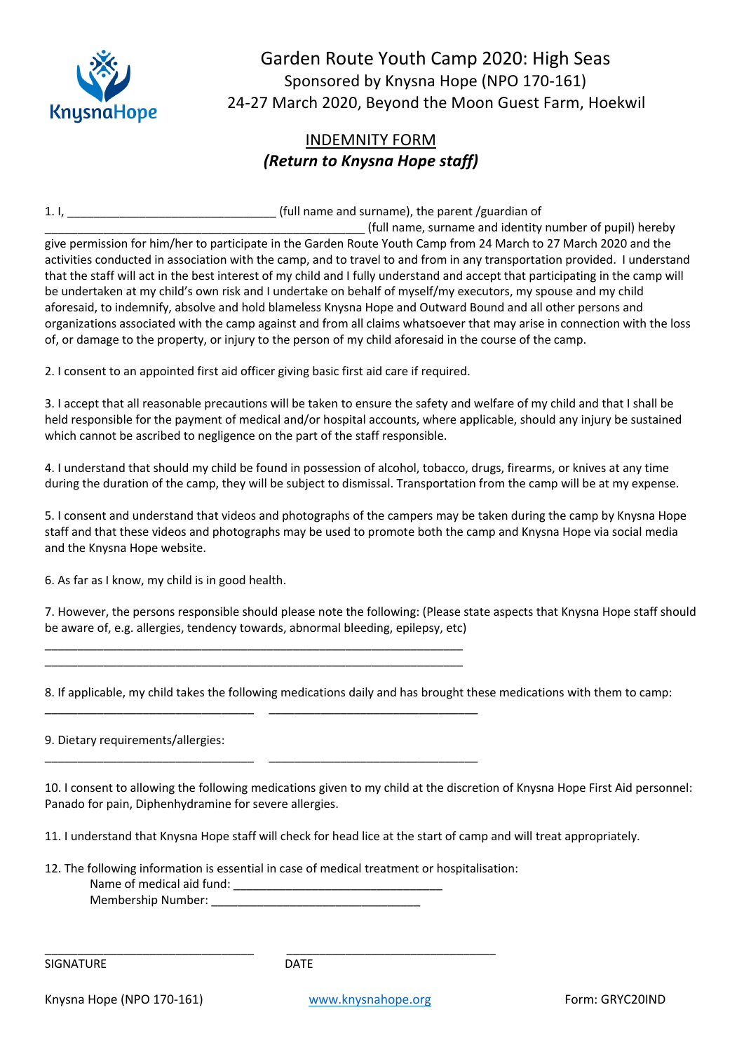# Garden Route Youth Camp 2020: High Seas

Sponsored by Knysna Hope (NPO 170-161)

24-27 March 2020, Beyond the Moon Guest Farm, Hoekwil

## INDEMNITY FORM

***(Return to Knysna Hope staff)***

1. I, ________________________________ (full name and surname), the parent /guardian of __________________________________________________ (full name, surname and identity number of pupil) hereby give permission for him/her to participate in the Garden Route Youth Camp from 24 March to 27 March 2020 and the activities conducted in association with the camp, and to travel to and from in any transportation provided. I understand that the staff will act in the best interest of my child and I fully understand and accept that participating in the camp will be undertaken at my child's own risk and I undertake on behalf of myself/my executors, my spouse and my child aforesaid, to indemnify, absolve and hold blameless Knysna Hope and Outward Bound and all other persons and organizations associated with the camp against and from all claims whatsoever that may arise in connection with the loss of, or damage to the property, or injury to the person of my child aforesaid in the course of the camp.

2. I consent to an appointed first aid officer giving basic first aid care if required.

3. I accept that all reasonable precautions will be taken to ensure the safety and welfare of my child and that I shall be held responsible for the payment of medical and/or hospital accounts, where applicable, should any injury be sustained which cannot be ascribed to negligence on the part of the staff responsible.

4. I understand that should my child be found in possession of alcohol, tobacco, drugs, firearms, or knives at any time during the duration of the camp, they will be subject to dismissal. Transportation from the camp will be at my expense.

5. I consent and understand that videos and photographs of the campers may be taken during the camp by Knysna Hope staff and that these videos and photographs may be used to promote both the camp and Knysna Hope via social media and the Knysna Hope website.

6. As far as I know, my child is in good health.

7. However, the persons responsible should please note the following: (Please state aspects that Knysna Hope staff should be aware of, e.g. allergies, tendency towards, abnormal bleeding, epilepsy, etc)

_________________________________________________________________

_________________________________________________________________

8. If applicable, my child takes the following medications daily and has brought these medications with them to camp:

________________________________ ________________________________

9. Dietary requirements/allergies:

________________________________ ________________________________

10. I consent to allowing the following medications given to my child at the discretion of Knysna Hope First Aid personnel: Panado for pain, Diphenhydramine for severe allergies.

11. I understand that Knysna Hope staff will check for head lice at the start of camp and will treat appropriately.

12. The following information is essential in case of medical treatment or hospitalisation:

Name of medical aid fund: ________________________________

Membership Number: ________________________________

________________________________ ________________________________

SIGNATURE DATE

Knysna Hope (NPO 170-161) www.knysnahope.org Form: GRYC20IND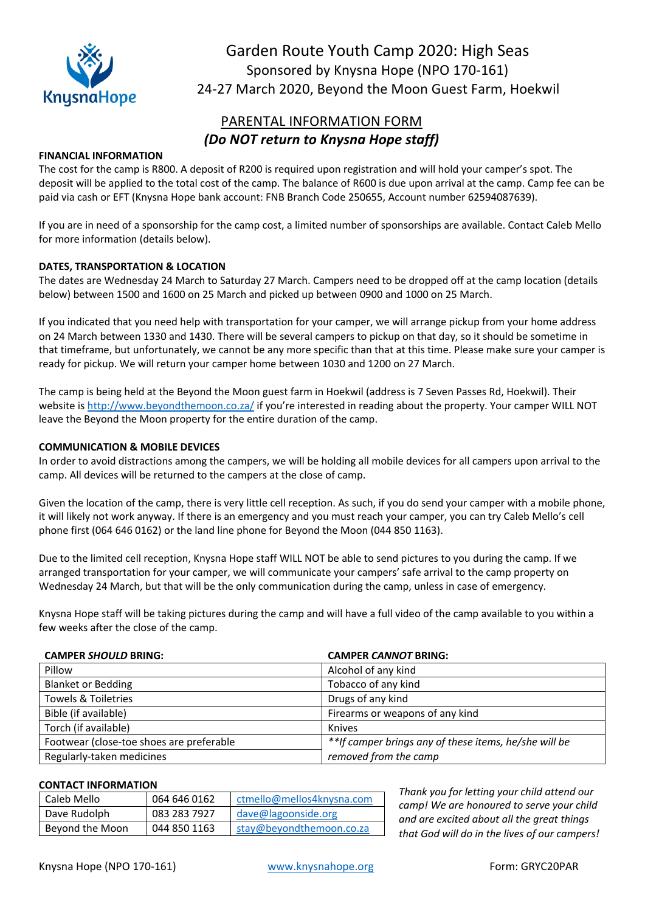# Garden Route Youth Camp 2020: High Seas

Sponsored by Knysna Hope (NPO 170-161)

24-27 March 2020, Beyond the Moon Guest Farm, Hoekwil

## PARENTAL INFORMATION FORM

***(Do NOT return to Knysna Hope staff)***

**FINANCIAL INFORMATION**

The cost for the camp is R800. A deposit of R200 is required upon registration and will hold your camper's spot. The deposit will be applied to the total cost of the camp. The balance of R600 is due upon arrival at the camp. Camp fee can be paid via cash or EFT (Knysna Hope bank account: FNB Branch Code 250655, Account number 62594087639).

If you are in need of a sponsorship for the camp cost, a limited number of sponsorships are available. Contact Caleb Mello for more information (details below).

**DATES, TRANSPORTATION & LOCATION**

The dates are Wednesday 24 March to Saturday 27 March. Campers need to be dropped off at the camp location (details below) between 1500 and 1600 on 25 March and picked up between 0900 and 1000 on 25 March.

If you indicated that you need help with transportation for your camper, we will arrange pickup from your home address on 24 March between 1330 and 1430. There will be several campers to pickup on that day, so it should be sometime in that timeframe, but unfortunately, we cannot be any more specific than that at this time. Please make sure your camper is ready for pickup. We will return your camper home between 1030 and 1200 on 27 March.

The camp is being held at the Beyond the Moon guest farm in Hoekwil (address is 7 Seven Passes Rd, Hoekwil). Their website is http://www.beyondthemoon.co.za/ if you're interested in reading about the property. Your camper WILL NOT leave the Beyond the Moon property for the entire duration of the camp.

**COMMUNICATION & MOBILE DEVICES**

In order to avoid distractions among the campers, we will be holding all mobile devices for all campers upon arrival to the camp. All devices will be returned to the campers at the close of camp.

Given the location of the camp, there is very little cell reception. As such, if you do send your camper with a mobile phone, it will likely not work anyway. If there is an emergency and you must reach your camper, you can try Caleb Mello's cell phone first (064 646 0162) or the land line phone for Beyond the Moon (044 850 1163).

Due to the limited cell reception, Knysna Hope staff WILL NOT be able to send pictures to you during the camp. If we arranged transportation for your camper, we will communicate your campers' safe arrival to the camp property on Wednesday 24 March, but that will be the only communication during the camp, unless in case of emergency.

Knysna Hope staff will be taking pictures during the camp and will have a full video of the camp available to you within a few weeks after the close of the camp.

| **CAMPER *SHOULD* BRING:** | **CAMPER *CANNOT* BRING:** |
|---|---|
| Pillow | Alcohol of any kind |
| Blanket or Bedding | Tobacco of any kind |
| Towels & Toiletries | Drugs of any kind |
| Bible (if available) | Firearms or weapons of any kind |
| Torch (if available) | Knives |
| Footwear (close-toe shoes are preferable | *\*\*If camper brings any of these items, he/she will be removed from the camp* |
| Regularly-taken medicines | |

**CONTACT INFORMATION**

| | | |
|---|---|---|
| Caleb Mello | 064 646 0162 | ctmello@mellos4knysna.com |
| Dave Rudolph | 083 283 7927 | dave@lagoonside.org |
| Beyond the Moon | 044 850 1163 | stay@beyondthemoon.co.za |

*Thank you for letting your child attend our camp! We are honoured to serve your child and are excited about all the great things that God will do in the lives of our campers!*

Knysna Hope (NPO 170-161) www.knysnahope.org Form: GRYC20PAR